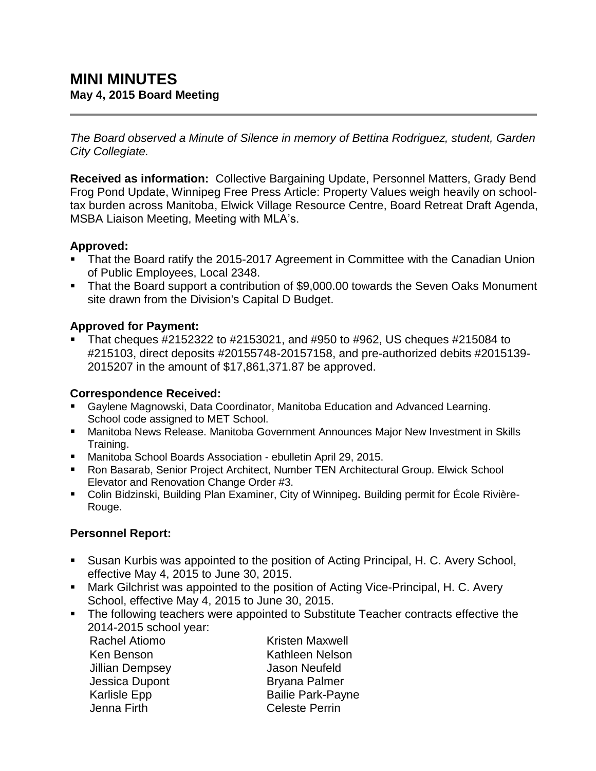# MINI MINUTES
**May 4, 2015 Board Meeting**

---

*The Board observed a Minute of Silence in memory of Bettina Rodriguez, student, Garden City Collegiate.*

**Received as information:** Collective Bargaining Update, Personnel Matters, Grady Bend Frog Pond Update, Winnipeg Free Press Article: Property Values weigh heavily on school-tax burden across Manitoba, Elwick Village Resource Centre, Board Retreat Draft Agenda, MSBA Liaison Meeting, Meeting with MLA's.

### Approved:

- That the Board ratify the 2015-2017 Agreement in Committee with the Canadian Union of Public Employees, Local 2348.
- That the Board support a contribution of $9,000.00 towards the Seven Oaks Monument site drawn from the Division's Capital D Budget.

### Approved for Payment:

- That cheques #2152322 to #2153021, and #950 to #962, US cheques #215084 to #215103, direct deposits #20155748-20157158, and pre-authorized debits #2015139-2015207 in the amount of $17,861,371.87 be approved.

### Correspondence Received:

- Gaylene Magnowski, Data Coordinator, Manitoba Education and Advanced Learning. School code assigned to MET School.
- Manitoba News Release. Manitoba Government Announces Major New Investment in Skills Training.
- Manitoba School Boards Association - ebulletin April 29, 2015.
- Ron Basarab, Senior Project Architect, Number TEN Architectural Group. Elwick School Elevator and Renovation Change Order #3.
- Colin Bidzinski, Building Plan Examiner, City of Winnipeg**.** Building permit for École Rivière-Rouge.

### Personnel Report:

- Susan Kurbis was appointed to the position of Acting Principal, H. C. Avery School, effective May 4, 2015 to June 30, 2015.
- Mark Gilchrist was appointed to the position of Acting Vice-Principal, H. C. Avery School, effective May 4, 2015 to June 30, 2015.
- The following teachers were appointed to Substitute Teacher contracts effective the 2014-2015 school year:

  Rachel Atiomo
  Ken Benson
  Jillian Dempsey
  Jessica Dupont
  Karlisle Epp
  Jenna Firth
  Kristen Maxwell
  Kathleen Nelson
  Jason Neufeld
  Bryana Palmer
  Bailie Park-Payne
  Celeste Perrin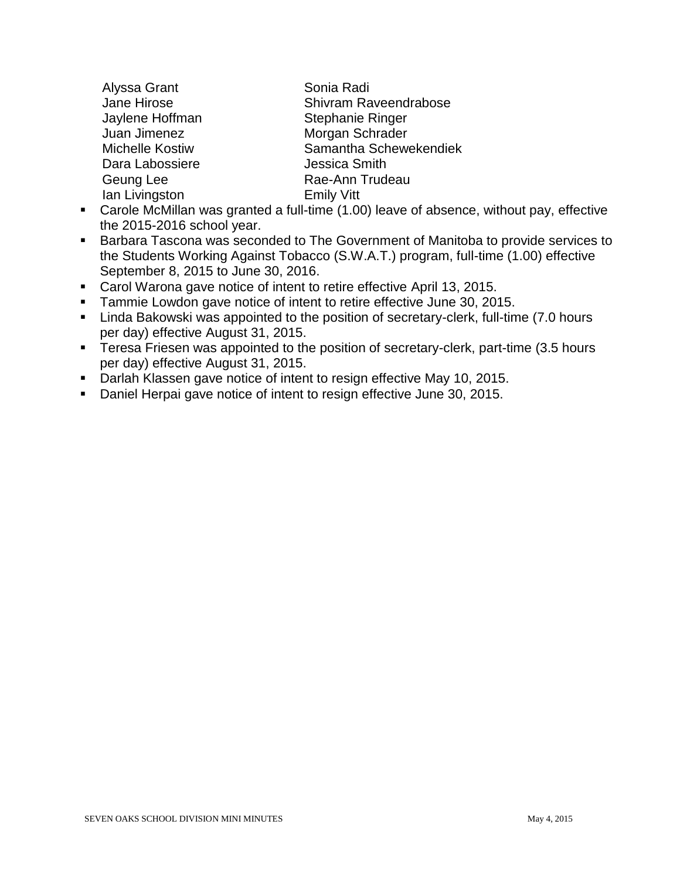| | |
|---|---|
| Alyssa Grant | Sonia Radi |
| Jane Hirose | Shivram Raveendrabose |
| Jaylene Hoffman | Stephanie Ringer |
| Juan Jimenez | Morgan Schrader |
| Michelle Kostiw | Samantha Schewekendiek |
| Dara Labossiere | Jessica Smith |
| Geung Lee | Rae-Ann Trudeau |
| Ian Livingston | Emily Vitt |

- Carole McMillan was granted a full-time (1.00) leave of absence, without pay, effective the 2015-2016 school year.
- Barbara Tascona was seconded to The Government of Manitoba to provide services to the Students Working Against Tobacco (S.W.A.T.) program, full-time (1.00) effective September 8, 2015 to June 30, 2016.
- Carol Warona gave notice of intent to retire effective April 13, 2015.
- Tammie Lowdon gave notice of intent to retire effective June 30, 2015.
- Linda Bakowski was appointed to the position of secretary-clerk, full-time (7.0 hours per day) effective August 31, 2015.
- Teresa Friesen was appointed to the position of secretary-clerk, part-time (3.5 hours per day) effective August 31, 2015.
- Darlah Klassen gave notice of intent to resign effective May 10, 2015.
- Daniel Herpai gave notice of intent to resign effective June 30, 2015.